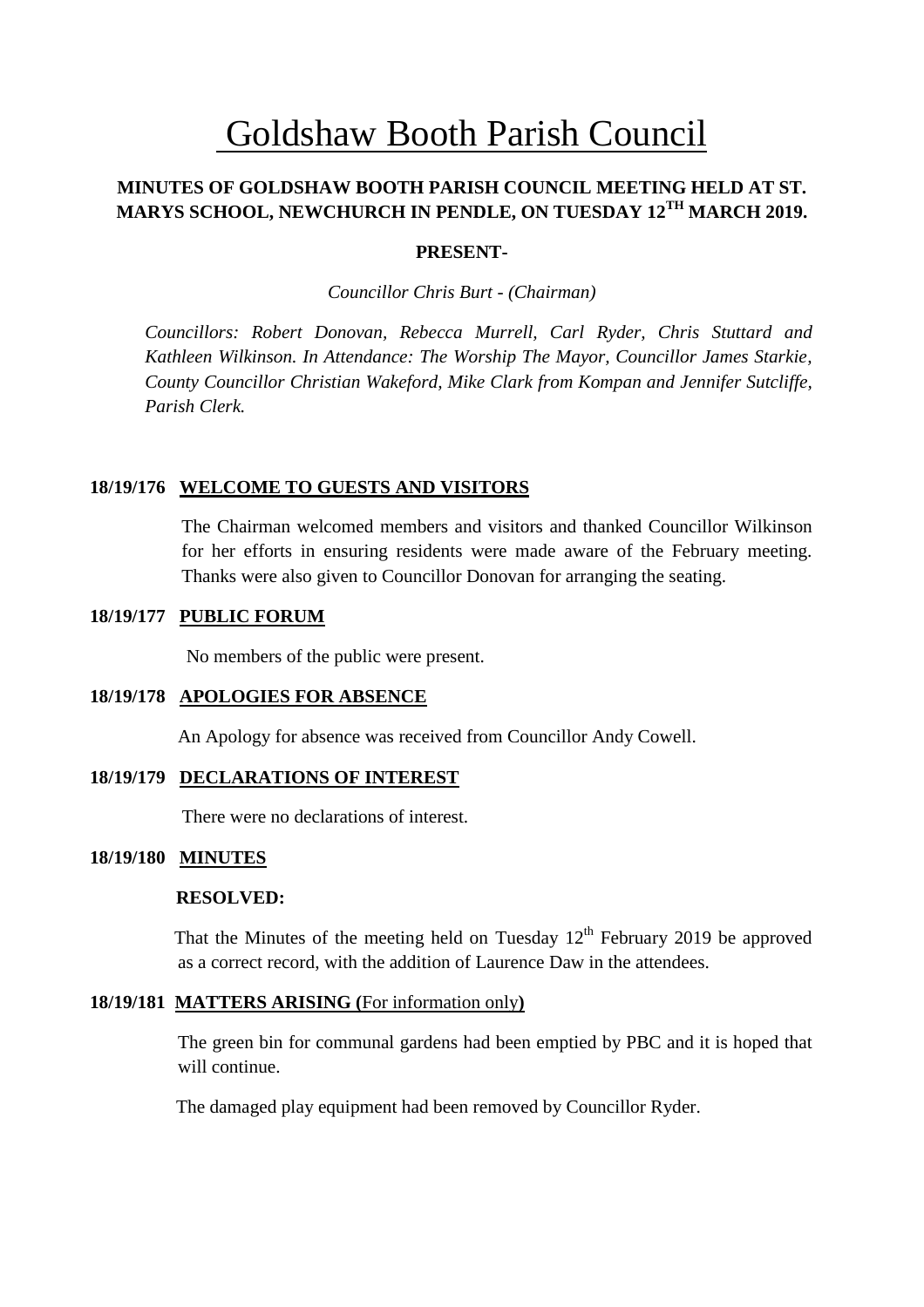# Goldshaw Booth Parish Council

**MINUTES OF GOLDSHAW BOOTH PARISH COUNCIL MEETING HELD AT ST. MARYS SCHOOL, NEWCHURCH IN PENDLE, ON TUESDAY 12TH MARCH 2019.**

**PRESENT-**

*Councillor Chris Burt - (Chairman)*

*Councillors: Robert Donovan, Rebecca Murrell, Carl Ryder, Chris Stuttard and Kathleen Wilkinson. In Attendance: The Worship The Mayor, Councillor James Starkie, County Councillor Christian Wakeford, Mike Clark from Kompan and Jennifer Sutcliffe, Parish Clerk.*

**18/19/176 WELCOME TO GUESTS AND VISITORS**

The Chairman welcomed members and visitors and thanked Councillor Wilkinson for her efforts in ensuring residents were made aware of the February meeting. Thanks were also given to Councillor Donovan for arranging the seating.

**18/19/177 PUBLIC FORUM**

No members of the public were present.

**18/19/178 APOLOGIES FOR ABSENCE**

An Apology for absence was received from Councillor Andy Cowell.

**18/19/179 DECLARATIONS OF INTEREST**

There were no declarations of interest.

**18/19/180 MINUTES**

**RESOLVED:**

That the Minutes of the meeting held on Tuesday 12th February 2019 be approved as a correct record, with the addition of Laurence Daw in the attendees.

**18/19/181 MATTERS ARISING (**For information only**)**

The green bin for communal gardens had been emptied by PBC and it is hoped that will continue.

The damaged play equipment had been removed by Councillor Ryder.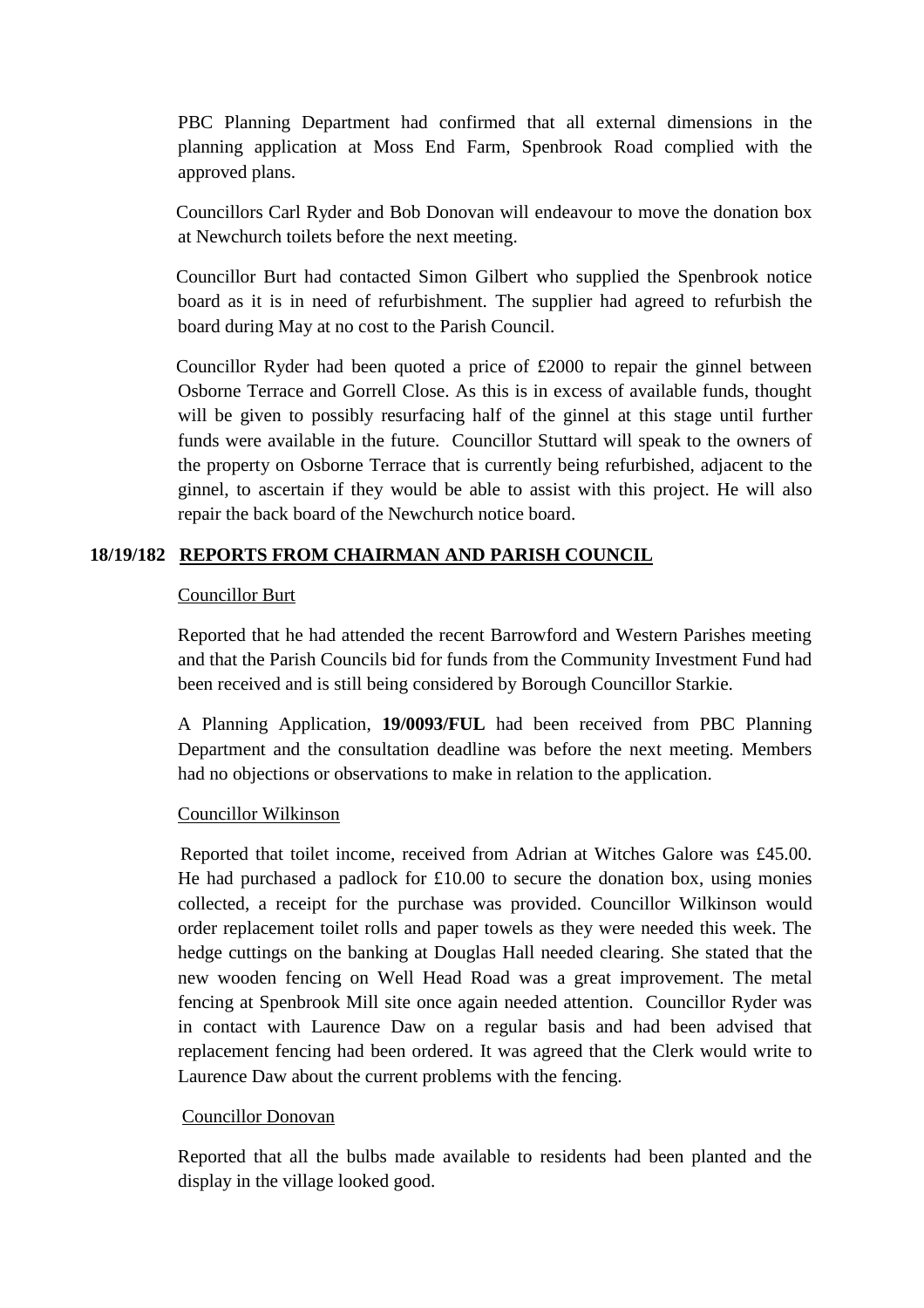PBC Planning Department had confirmed that all external dimensions in the planning application at Moss End Farm, Spenbrook Road complied with the approved plans.

Councillors Carl Ryder and Bob Donovan will endeavour to move the donation box at Newchurch toilets before the next meeting.

Councillor Burt had contacted Simon Gilbert who supplied the Spenbrook notice board as it is in need of refurbishment. The supplier had agreed to refurbish the board during May at no cost to the Parish Council.

Councillor Ryder had been quoted a price of £2000 to repair the ginnel between Osborne Terrace and Gorrell Close. As this is in excess of available funds, thought will be given to possibly resurfacing half of the ginnel at this stage until further funds were available in the future. Councillor Stuttard will speak to the owners of the property on Osborne Terrace that is currently being refurbished, adjacent to the ginnel, to ascertain if they would be able to assist with this project. He will also repair the back board of the Newchurch notice board.

## 18/19/182 REPORTS FROM CHAIRMAN AND PARISH COUNCIL

Councillor Burt

Reported that he had attended the recent Barrowford and Western Parishes meeting and that the Parish Councils bid for funds from the Community Investment Fund had been received and is still being considered by Borough Councillor Starkie.

A Planning Application, **19/0093/FUL** had been received from PBC Planning Department and the consultation deadline was before the next meeting. Members had no objections or observations to make in relation to the application.

Councillor Wilkinson

Reported that toilet income, received from Adrian at Witches Galore was £45.00. He had purchased a padlock for £10.00 to secure the donation box, using monies collected, a receipt for the purchase was provided. Councillor Wilkinson would order replacement toilet rolls and paper towels as they were needed this week. The hedge cuttings on the banking at Douglas Hall needed clearing. She stated that the new wooden fencing on Well Head Road was a great improvement. The metal fencing at Spenbrook Mill site once again needed attention. Councillor Ryder was in contact with Laurence Daw on a regular basis and had been advised that replacement fencing had been ordered. It was agreed that the Clerk would write to Laurence Daw about the current problems with the fencing.

Councillor Donovan

Reported that all the bulbs made available to residents had been planted and the display in the village looked good.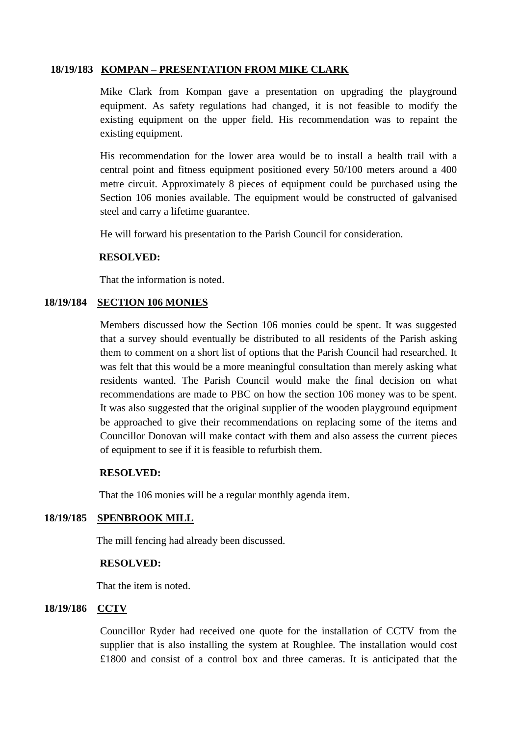**18/19/183 KOMPAN – PRESENTATION FROM MIKE CLARK**

Mike Clark from Kompan gave a presentation on upgrading the playground equipment. As safety regulations had changed, it is not feasible to modify the existing equipment on the upper field. His recommendation was to repaint the existing equipment.

His recommendation for the lower area would be to install a health trail with a central point and fitness equipment positioned every 50/100 meters around a 400 metre circuit. Approximately 8 pieces of equipment could be purchased using the Section 106 monies available. The equipment would be constructed of galvanised steel and carry a lifetime guarantee.

He will forward his presentation to the Parish Council for consideration.

**RESOLVED:**

That the information is noted.

**18/19/184 SECTION 106 MONIES**

Members discussed how the Section 106 monies could be spent. It was suggested that a survey should eventually be distributed to all residents of the Parish asking them to comment on a short list of options that the Parish Council had researched. It was felt that this would be a more meaningful consultation than merely asking what residents wanted. The Parish Council would make the final decision on what recommendations are made to PBC on how the section 106 money was to be spent. It was also suggested that the original supplier of the wooden playground equipment be approached to give their recommendations on replacing some of the items and Councillor Donovan will make contact with them and also assess the current pieces of equipment to see if it is feasible to refurbish them.

**RESOLVED:**

That the 106 monies will be a regular monthly agenda item.

**18/19/185 SPENBROOK MILL**

The mill fencing had already been discussed.

**RESOLVED:**

That the item is noted.

**18/19/186 CCTV**

Councillor Ryder had received one quote for the installation of CCTV from the supplier that is also installing the system at Roughlee. The installation would cost £1800 and consist of a control box and three cameras. It is anticipated that the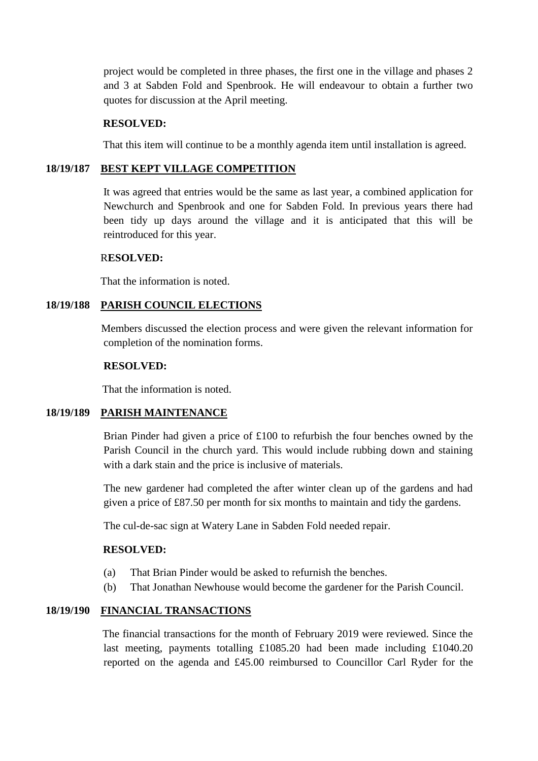project would be completed in three phases, the first one in the village and phases 2 and 3 at Sabden Fold and Spenbrook. He will endeavour to obtain a further two quotes for discussion at the April meeting.

**RESOLVED:**

That this item will continue to be a monthly agenda item until installation is agreed.

**18/19/187 BEST KEPT VILLAGE COMPETITION**

It was agreed that entries would be the same as last year, a combined application for Newchurch and Spenbrook and one for Sabden Fold. In previous years there had been tidy up days around the village and it is anticipated that this will be reintroduced for this year.

R**ESOLVED:**

That the information is noted.

**18/19/188 PARISH COUNCIL ELECTIONS**

Members discussed the election process and were given the relevant information for completion of the nomination forms.

**RESOLVED:**

That the information is noted.

**18/19/189 PARISH MAINTENANCE**

Brian Pinder had given a price of £100 to refurbish the four benches owned by the Parish Council in the church yard. This would include rubbing down and staining with a dark stain and the price is inclusive of materials.

The new gardener had completed the after winter clean up of the gardens and had given a price of £87.50 per month for six months to maintain and tidy the gardens.

The cul-de-sac sign at Watery Lane in Sabden Fold needed repair.

**RESOLVED:**

(a) That Brian Pinder would be asked to refurnish the benches.
(b) That Jonathan Newhouse would become the gardener for the Parish Council.

**18/19/190 FINANCIAL TRANSACTIONS**

The financial transactions for the month of February 2019 were reviewed. Since the last meeting, payments totalling £1085.20 had been made including £1040.20 reported on the agenda and £45.00 reimbursed to Councillor Carl Ryder for the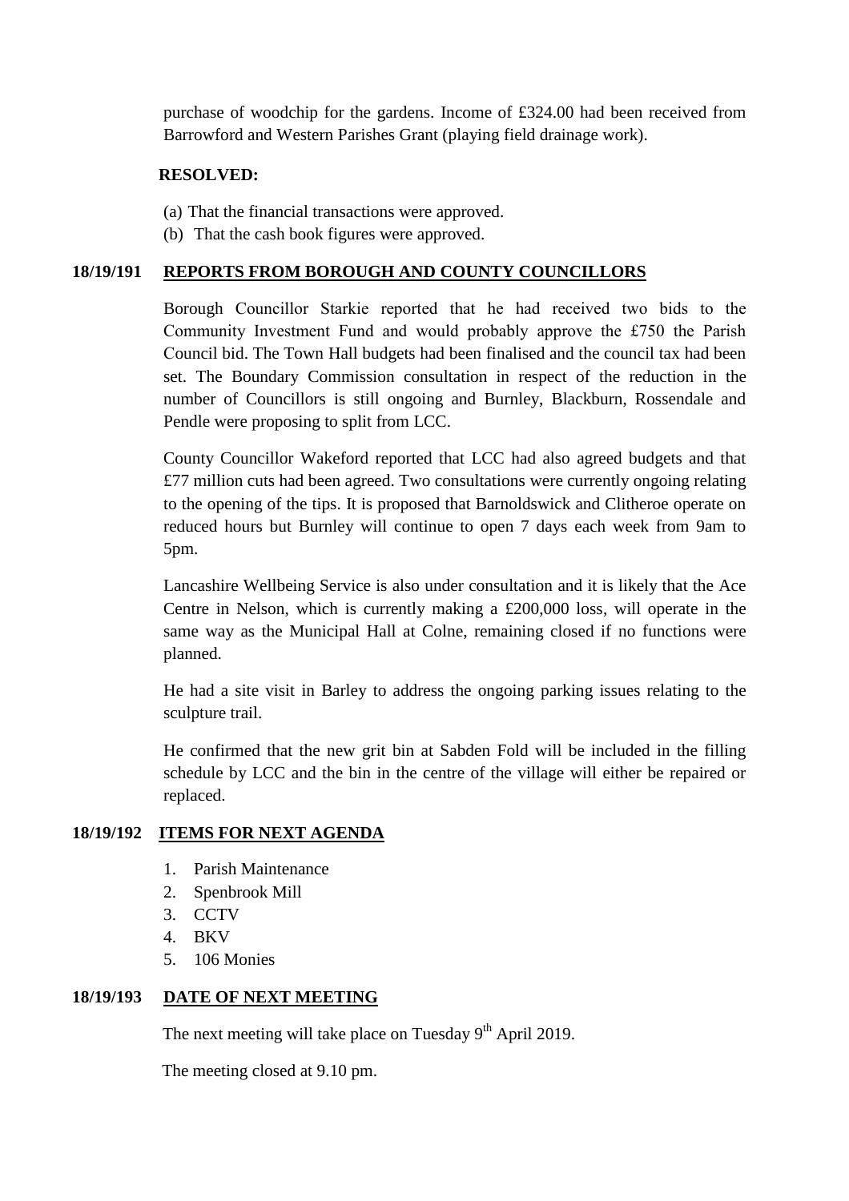purchase of woodchip for the gardens. Income of £324.00 had been received from Barrowford and Western Parishes Grant (playing field drainage work).

**RESOLVED:**

(a) That the financial transactions were approved.
(b) That the cash book figures were approved.

**18/19/191 REPORTS FROM BOROUGH AND COUNTY COUNCILLORS**

Borough Councillor Starkie reported that he had received two bids to the Community Investment Fund and would probably approve the £750 the Parish Council bid. The Town Hall budgets had been finalised and the council tax had been set. The Boundary Commission consultation in respect of the reduction in the number of Councillors is still ongoing and Burnley, Blackburn, Rossendale and Pendle were proposing to split from LCC.

County Councillor Wakeford reported that LCC had also agreed budgets and that £77 million cuts had been agreed. Two consultations were currently ongoing relating to the opening of the tips. It is proposed that Barnoldswick and Clitheroe operate on reduced hours but Burnley will continue to open 7 days each week from 9am to 5pm.

Lancashire Wellbeing Service is also under consultation and it is likely that the Ace Centre in Nelson, which is currently making a £200,000 loss, will operate in the same way as the Municipal Hall at Colne, remaining closed if no functions were planned.

He had a site visit in Barley to address the ongoing parking issues relating to the sculpture trail.

He confirmed that the new grit bin at Sabden Fold will be included in the filling schedule by LCC and the bin in the centre of the village will either be repaired or replaced.

**18/19/192 ITEMS FOR NEXT AGENDA**

1. Parish Maintenance
2. Spenbrook Mill
3. CCTV
4. BKV
5. 106 Monies

**18/19/193 DATE OF NEXT MEETING**

The next meeting will take place on Tuesday 9th April 2019.

The meeting closed at 9.10 pm.